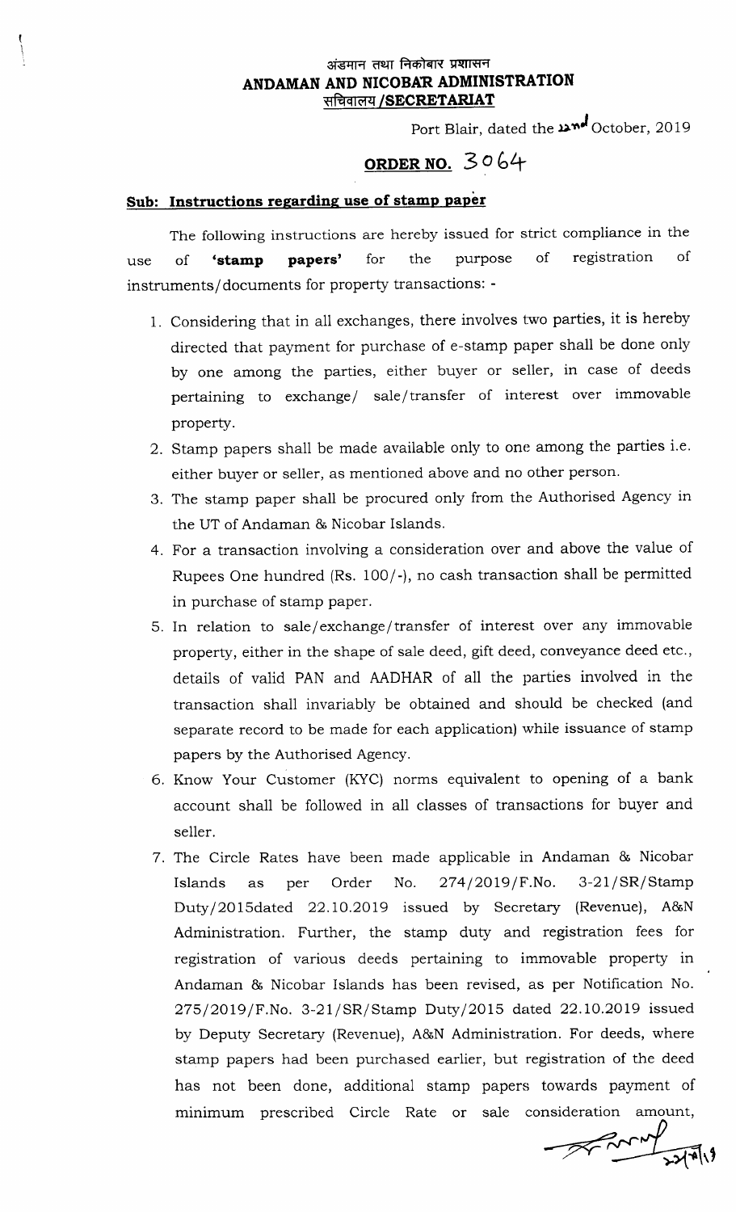अंडमान तथा निकोबार प्रशासन

**ANDAMAN AND NICOBAR ADMINISTRATION**

**सचिवालय /SECRETARIAT**

Port Blair, dated the 22nd October, 2019

## ORDER NO. 3064

**Sub: Instructions regarding use of stamp paper**

The following instructions are hereby issued for strict compliance in the use of **'stamp papers'** for the purpose of registration of instruments/documents for property transactions: -

1. Considering that in all exchanges, there involves two parties, it is hereby directed that payment for purchase of e-stamp paper shall be done only by one among the parties, either buyer or seller, in case of deeds pertaining to exchange/ sale/transfer of interest over immovable property.
2. Stamp papers shall be made available only to one among the parties i.e. either buyer or seller, as mentioned above and no other person.
3. The stamp paper shall be procured only from the Authorised Agency in the UT of Andaman & Nicobar Islands.
4. For a transaction involving a consideration over and above the value of Rupees One hundred (Rs. 100/-), no cash transaction shall be permitted in purchase of stamp paper.
5. In relation to sale/exchange/transfer of interest over any immovable property, either in the shape of sale deed, gift deed, conveyance deed etc., details of valid PAN and AADHAR of all the parties involved in the transaction shall invariably be obtained and should be checked (and separate record to be made for each application) while issuance of stamp papers by the Authorised Agency.
6. Know Your Customer (KYC) norms equivalent to opening of a bank account shall be followed in all classes of transactions for buyer and seller.
7. The Circle Rates have been made applicable in Andaman & Nicobar Islands as per Order No. 274/2019/F.No. 3-21/SR/Stamp Duty/2015dated 22.10.2019 issued by Secretary (Revenue), A&N Administration. Further, the stamp duty and registration fees for registration of various deeds pertaining to immovable property in Andaman & Nicobar Islands has been revised, as per Notification No. 275/2019/F.No. 3-21/SR/Stamp Duty/2015 dated 22.10.2019 issued by Deputy Secretary (Revenue), A&N Administration. For deeds, where stamp papers had been purchased earlier, but registration of the deed has not been done, additional stamp papers towards payment of minimum prescribed Circle Rate or sale consideration amount,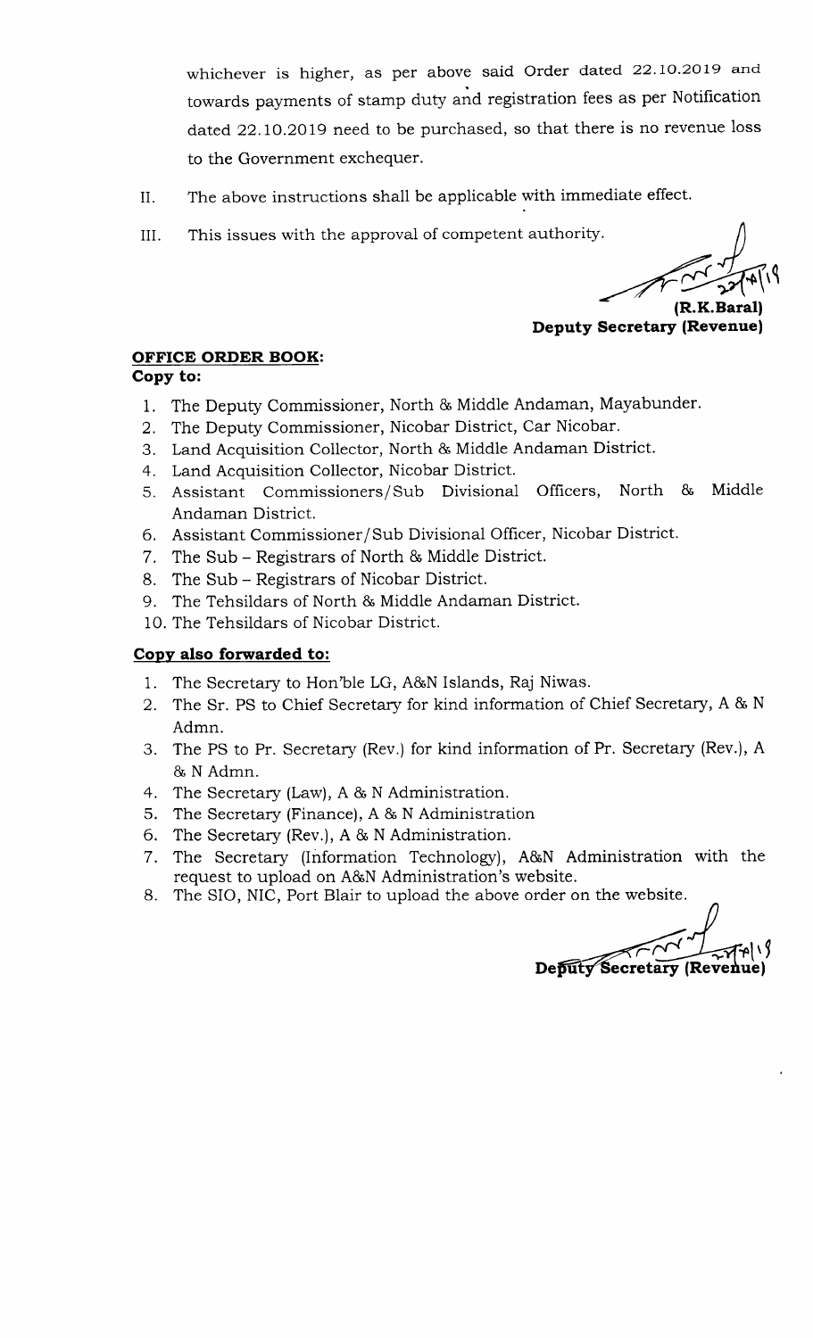whichever is higher, as per above said Order dated 22.10.2019 and towards payments of stamp duty and registration fees as per Notification dated 22.10.2019 need to be purchased, so that there is no revenue loss to the Government exchequer.

II. The above instructions shall be applicable with immediate effect.

III. This issues with the approval of competent authority.

**(R.K.Baral)**
**Deputy Secretary (Revenue)**

**OFFICE ORDER BOOK:**
**Copy to:**

1. The Deputy Commissioner, North & Middle Andaman, Mayabunder.
2. The Deputy Commissioner, Nicobar District, Car Nicobar.
3. Land Acquisition Collector, North & Middle Andaman District.
4. Land Acquisition Collector, Nicobar District.
5. Assistant Commissioners/Sub Divisional Officers, North & Middle Andaman District.
6. Assistant Commissioner/Sub Divisional Officer, Nicobar District.
7. The Sub – Registrars of North & Middle District.
8. The Sub – Registrars of Nicobar District.
9. The Tehsildars of North & Middle Andaman District.
10. The Tehsildars of Nicobar District.

**Copy also forwarded to:**

1. The Secretary to Hon'ble LG, A&N Islands, Raj Niwas.
2. The Sr. PS to Chief Secretary for kind information of Chief Secretary, A & N Admn.
3. The PS to Pr. Secretary (Rev.) for kind information of Pr. Secretary (Rev.), A & N Admn.
4. The Secretary (Law), A & N Administration.
5. The Secretary (Finance), A & N Administration
6. The Secretary (Rev.), A & N Administration.
7. The Secretary (Information Technology), A&N Administration with the request to upload on A&N Administration's website.
8. The SIO, NIC, Port Blair to upload the above order on the website.

**Deputy Secretary (Revenue)**